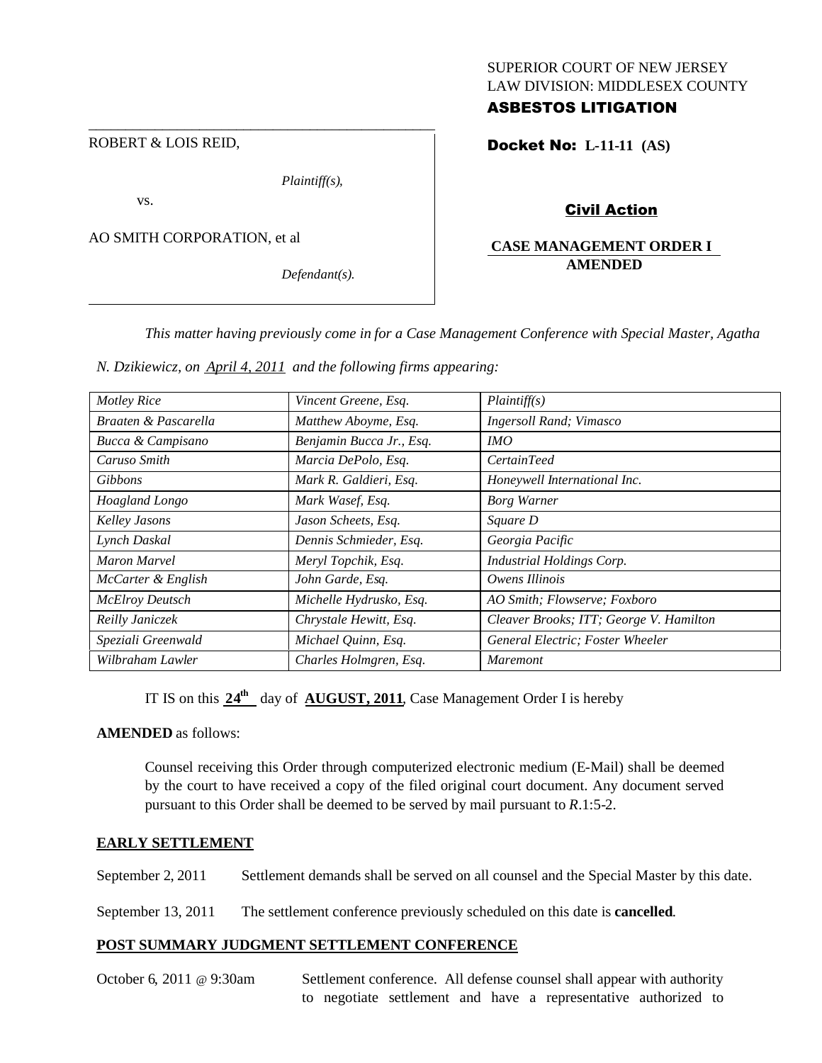SUPERIOR COURT OF NEW JERSEY
LAW DIVISION: MIDDLESEX COUNTY

**ASBESTOS LITIGATION**

ROBERT & LOIS REID,

*Plaintiff(s),*

vs.

AO SMITH CORPORATION, et al

*Defendant(s).*

**Docket No: L-11-11 (AS)**

**Civil Action**

**CASE MANAGEMENT ORDER I AMENDED**

*This matter having previously come in for a Case Management Conference with Special Master, Agatha N. Dzikiewicz, on April 4, 2011 and the following firms appearing:*

| | | |
|---|---|---|
| *Motley Rice* | *Vincent Greene, Esq.* | *Plaintiff(s)* |
| *Braaten & Pascarella* | *Matthew Aboyme, Esq.* | *Ingersoll Rand; Vimasco* |
| *Bucca & Campisano* | *Benjamin Bucca Jr., Esq.* | *IMO* |
| *Caruso Smith* | *Marcia DePolo, Esq.* | *CertainTeed* |
| *Gibbons* | *Mark R. Galdieri, Esq.* | *Honeywell International Inc.* |
| *Hoagland Longo* | *Mark Wasef, Esq.* | *Borg Warner* |
| *Kelley Jasons* | *Jason Scheets, Esq.* | *Square D* |
| *Lynch Daskal* | *Dennis Schmieder, Esq.* | *Georgia Pacific* |
| *Maron Marvel* | *Meryl Topchik, Esq.* | *Industrial Holdings Corp.* |
| *McCarter & English* | *John Garde, Esq.* | *Owens Illinois* |
| *McElroy Deutsch* | *Michelle Hydrusko, Esq.* | *AO Smith; Flowserve; Foxboro* |
| *Reilly Janiczek* | *Chrystale Hewitt, Esq.* | *Cleaver Brooks; ITT; George V. Hamilton* |
| *Speziali Greenwald* | *Michael Quinn, Esq.* | *General Electric; Foster Wheeler* |
| *Wilbraham Lawler* | *Charles Holmgren, Esq.* | *Maremont* |

IT IS on this **24th** day of **AUGUST, 2011**, Case Management Order I is hereby

**AMENDED** as follows:

Counsel receiving this Order through computerized electronic medium (E-Mail) shall be deemed by the court to have received a copy of the filed original court document. Any document served pursuant to this Order shall be deemed to be served by mail pursuant to *R*.1:5-2.

**EARLY SETTLEMENT**

September 2, 2011 Settlement demands shall be served on all counsel and the Special Master by this date.

September 13, 2011 The settlement conference previously scheduled on this date is **cancelled**.

**POST SUMMARY JUDGMENT SETTLEMENT CONFERENCE**

October 6, 2011 @ 9:30am Settlement conference. All defense counsel shall appear with authority to negotiate settlement and have a representative authorized to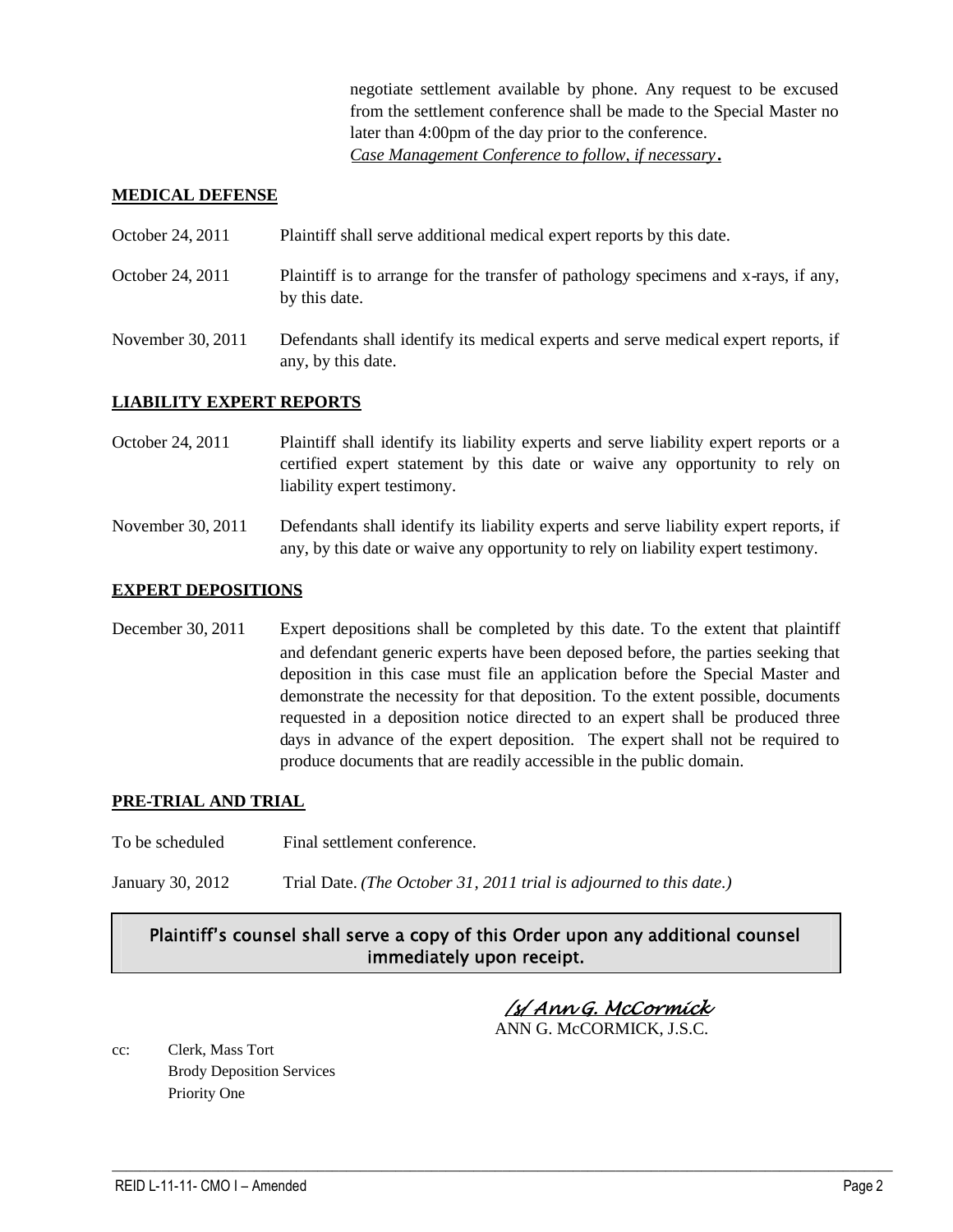negotiate settlement available by phone. Any request to be excused from the settlement conference shall be made to the Special Master no later than 4:00pm of the day prior to the conference.
*Case Management Conference to follow, if necessary*.

**MEDICAL DEFENSE**

| | |
|---|---|
| October 24, 2011 | Plaintiff shall serve additional medical expert reports by this date. |
| October 24, 2011 | Plaintiff is to arrange for the transfer of pathology specimens and x-rays, if any, by this date. |
| November 30, 2011 | Defendants shall identify its medical experts and serve medical expert reports, if any, by this date. |

**LIABILITY EXPERT REPORTS**

| | |
|---|---|
| October 24, 2011 | Plaintiff shall identify its liability experts and serve liability expert reports or a certified expert statement by this date or waive any opportunity to rely on liability expert testimony. |
| November 30, 2011 | Defendants shall identify its liability experts and serve liability expert reports, if any, by this date or waive any opportunity to rely on liability expert testimony. |

**EXPERT DEPOSITIONS**

| | |
|---|---|
| December 30, 2011 | Expert depositions shall be completed by this date. To the extent that plaintiff and defendant generic experts have been deposed before, the parties seeking that deposition in this case must file an application before the Special Master and demonstrate the necessity for that deposition. To the extent possible, documents requested in a deposition notice directed to an expert shall be produced three days in advance of the expert deposition. The expert shall not be required to produce documents that are readily accessible in the public domain. |

**PRE-TRIAL AND TRIAL**

| | |
|---|---|
| To be scheduled | Final settlement conference. |
| January 30, 2012 | Trial Date. *(The October 31, 2011 trial is adjourned to this date.)* |

**Plaintiff's counsel shall serve a copy of this Order upon any additional counsel immediately upon receipt.**

/s/ Ann G. McCormick
ANN G. McCORMICK, J.S.C.

cc: Clerk, Mass Tort
Brody Deposition Services
Priority One

REID L-11-11- CMO I – Amended